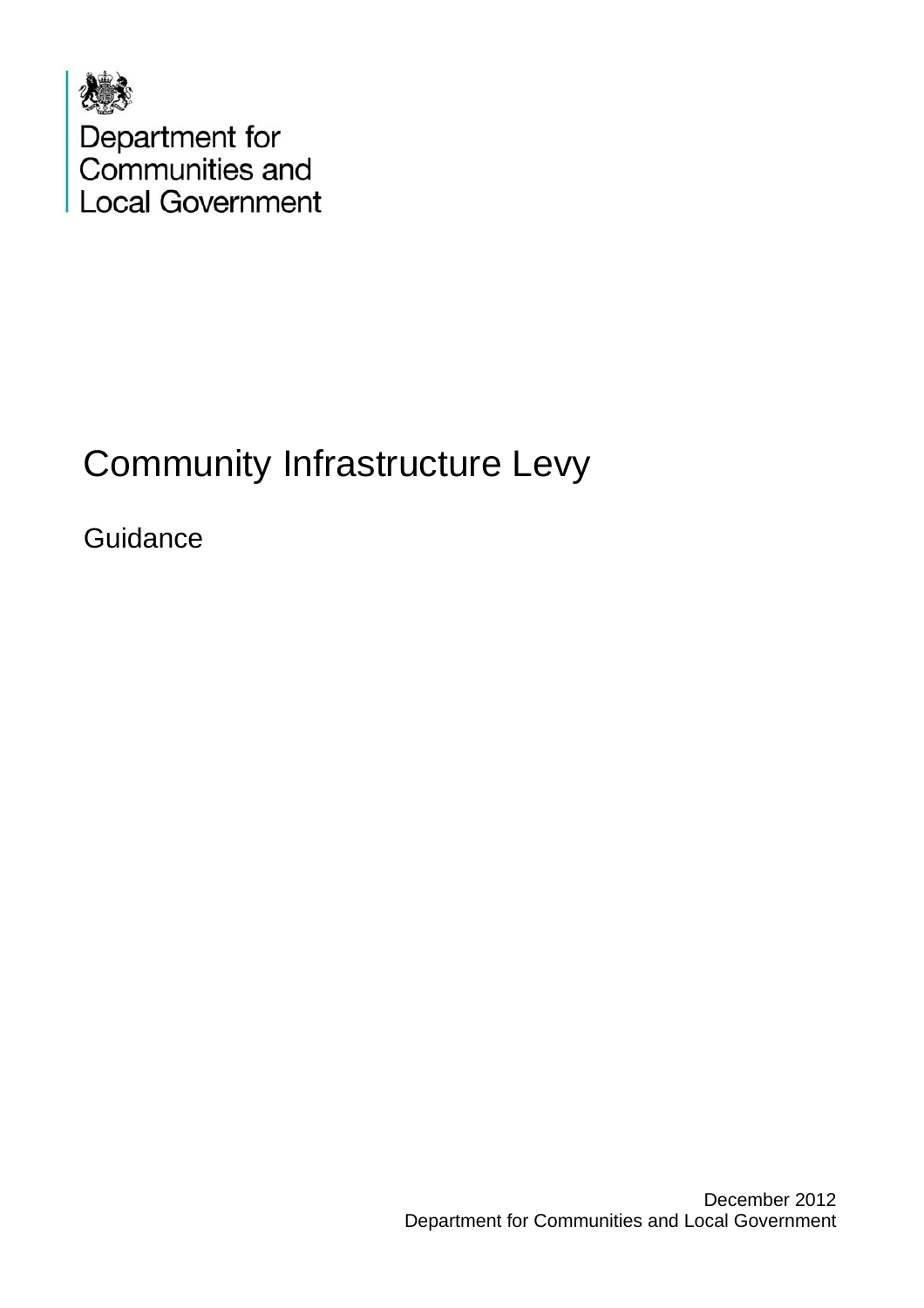Department for
Communities and
Local Government

# Community Infrastructure Levy

Guidance

December 2012
Department for Communities and Local Government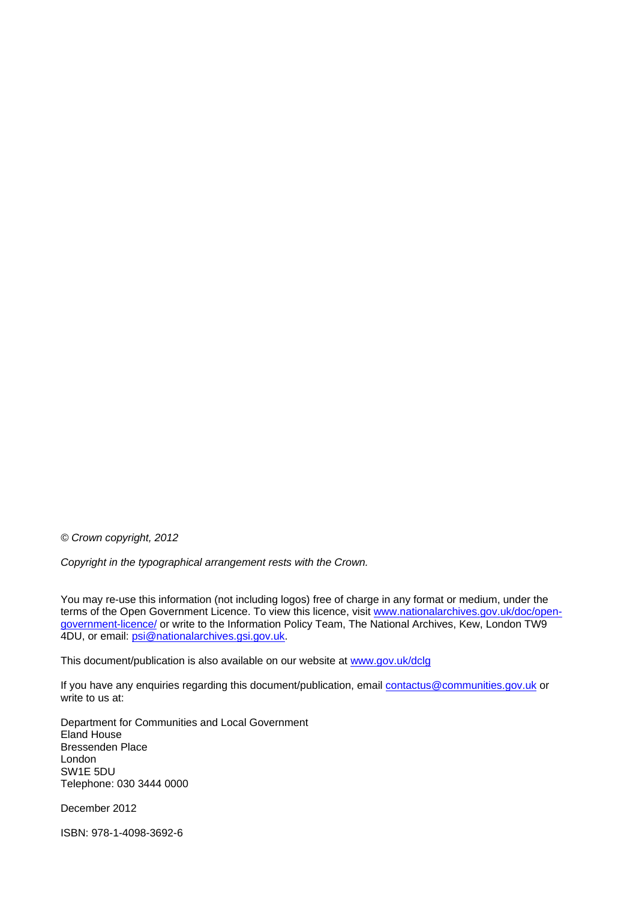*© Crown copyright, 2012*

*Copyright in the typographical arrangement rests with the Crown.*

You may re-use this information (not including logos) free of charge in any format or medium, under the terms of the Open Government Licence. To view this licence, visit www.nationalarchives.gov.uk/doc/open-government-licence/ or write to the Information Policy Team, The National Archives, Kew, London TW9 4DU, or email: psi@nationalarchives.gsi.gov.uk.

This document/publication is also available on our website at www.gov.uk/dclg

If you have any enquiries regarding this document/publication, email contactus@communities.gov.uk or write to us at:

Department for Communities and Local Government
Eland House
Bressenden Place
London
SW1E 5DU
Telephone: 030 3444 0000

December 2012

ISBN: 978-1-4098-3692-6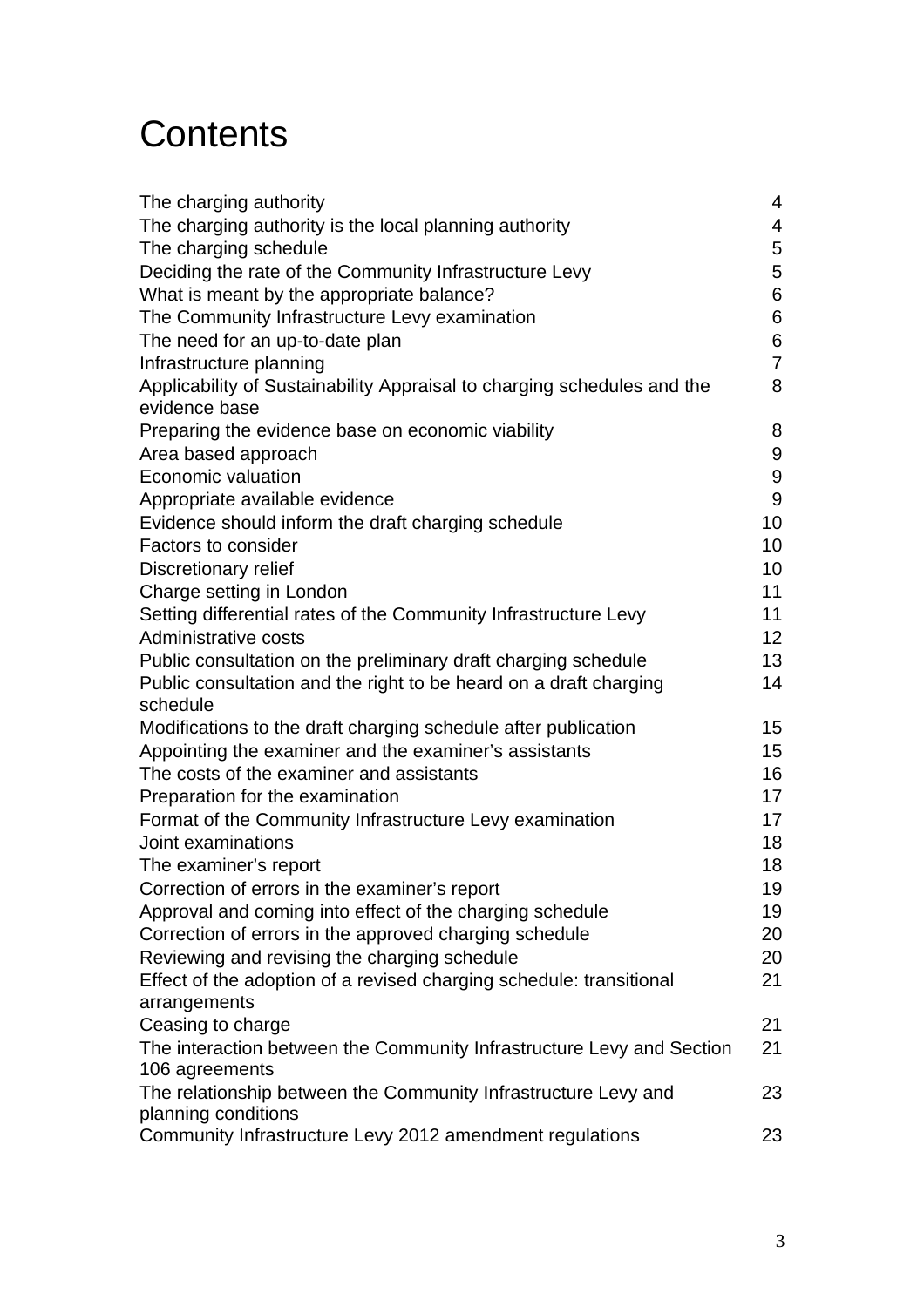# Contents

| | |
|---|---|
| The charging authority | 4 |
| The charging authority is the local planning authority | 4 |
| The charging schedule | 5 |
| Deciding the rate of the Community Infrastructure Levy | 5 |
| What is meant by the appropriate balance? | 6 |
| The Community Infrastructure Levy examination | 6 |
| The need for an up-to-date plan | 6 |
| Infrastructure planning | 7 |
| Applicability of Sustainability Appraisal to charging schedules and the evidence base | 8 |
| Preparing the evidence base on economic viability | 8 |
| Area based approach | 9 |
| Economic valuation | 9 |
| Appropriate available evidence | 9 |
| Evidence should inform the draft charging schedule | 10 |
| Factors to consider | 10 |
| Discretionary relief | 10 |
| Charge setting in London | 11 |
| Setting differential rates of the Community Infrastructure Levy | 11 |
| Administrative costs | 12 |
| Public consultation on the preliminary draft charging schedule | 13 |
| Public consultation and the right to be heard on a draft charging schedule | 14 |
| Modifications to the draft charging schedule after publication | 15 |
| Appointing the examiner and the examiner's assistants | 15 |
| The costs of the examiner and assistants | 16 |
| Preparation for the examination | 17 |
| Format of the Community Infrastructure Levy examination | 17 |
| Joint examinations | 18 |
| The examiner's report | 18 |
| Correction of errors in the examiner's report | 19 |
| Approval and coming into effect of the charging schedule | 19 |
| Correction of errors in the approved charging schedule | 20 |
| Reviewing and revising the charging schedule | 20 |
| Effect of the adoption of a revised charging schedule: transitional arrangements | 21 |
| Ceasing to charge | 21 |
| The interaction between the Community Infrastructure Levy and Section 106 agreements | 21 |
| The relationship between the Community Infrastructure Levy and planning conditions | 23 |
| Community Infrastructure Levy 2012 amendment regulations | 23 |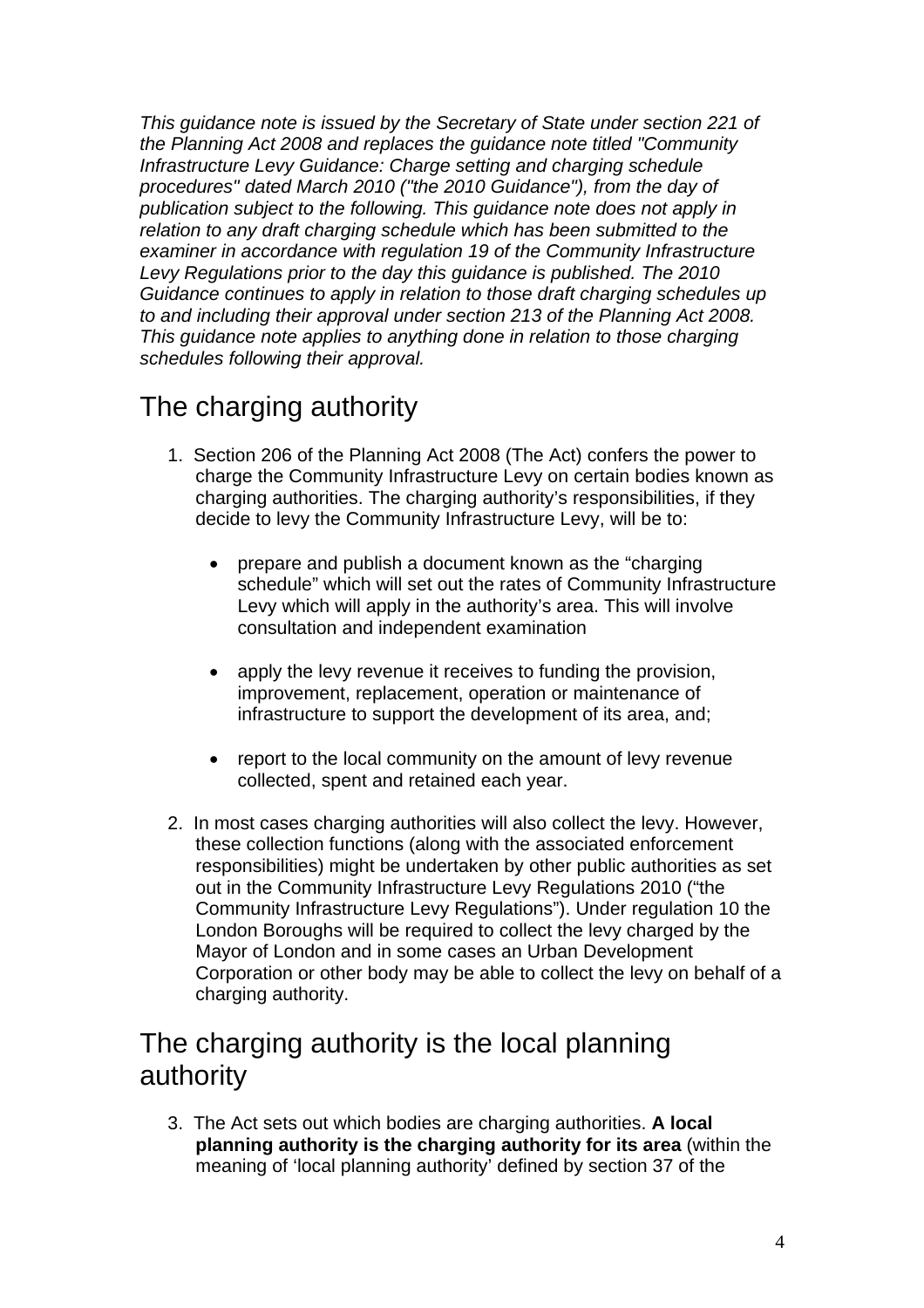*This guidance note is issued by the Secretary of State under section 221 of the Planning Act 2008 and replaces the guidance note titled "Community Infrastructure Levy Guidance: Charge setting and charging schedule procedures" dated March 2010 ("the 2010 Guidance"), from the day of publication subject to the following. This guidance note does not apply in relation to any draft charging schedule which has been submitted to the examiner in accordance with regulation 19 of the Community Infrastructure Levy Regulations prior to the day this guidance is published. The 2010 Guidance continues to apply in relation to those draft charging schedules up to and including their approval under section 213 of the Planning Act 2008. This guidance note applies to anything done in relation to those charging schedules following their approval.*

## The charging authority

1. Section 206 of the Planning Act 2008 (The Act) confers the power to charge the Community Infrastructure Levy on certain bodies known as charging authorities. The charging authority's responsibilities, if they decide to levy the Community Infrastructure Levy, will be to:

   - prepare and publish a document known as the "charging schedule" which will set out the rates of Community Infrastructure Levy which will apply in the authority's area. This will involve consultation and independent examination

   - apply the levy revenue it receives to funding the provision, improvement, replacement, operation or maintenance of infrastructure to support the development of its area, and;

   - report to the local community on the amount of levy revenue collected, spent and retained each year.

2. In most cases charging authorities will also collect the levy. However, these collection functions (along with the associated enforcement responsibilities) might be undertaken by other public authorities as set out in the Community Infrastructure Levy Regulations 2010 ("the Community Infrastructure Levy Regulations"). Under regulation 10 the London Boroughs will be required to collect the levy charged by the Mayor of London and in some cases an Urban Development Corporation or other body may be able to collect the levy on behalf of a charging authority.

## The charging authority is the local planning authority

3. The Act sets out which bodies are charging authorities. **A local planning authority is the charging authority for its area** (within the meaning of 'local planning authority' defined by section 37 of the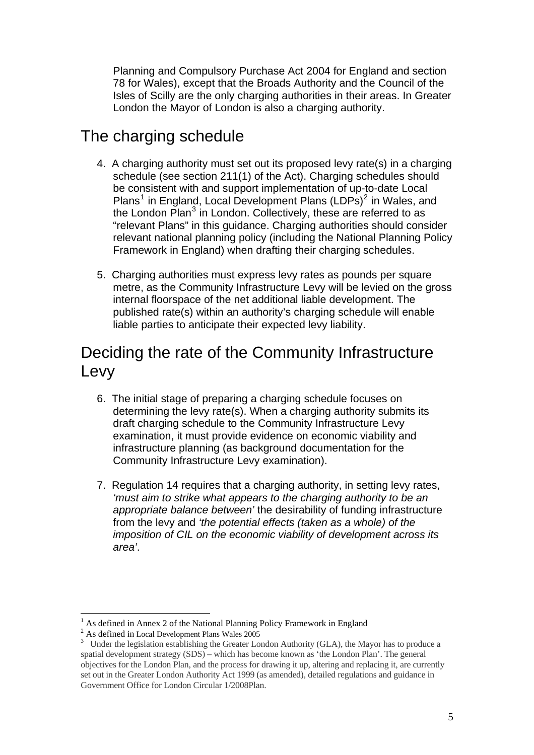Planning and Compulsory Purchase Act 2004 for England and section 78 for Wales), except that the Broads Authority and the Council of the Isles of Scilly are the only charging authorities in their areas. In Greater London the Mayor of London is also a charging authority.

## The charging schedule

4. A charging authority must set out its proposed levy rate(s) in a charging schedule (see section 211(1) of the Act). Charging schedules should be consistent with and support implementation of up-to-date Local Plans[1] in England, Local Development Plans (LDPs)[2] in Wales, and the London Plan[3] in London. Collectively, these are referred to as "relevant Plans" in this guidance. Charging authorities should consider relevant national planning policy (including the National Planning Policy Framework in England) when drafting their charging schedules.

5. Charging authorities must express levy rates as pounds per square metre, as the Community Infrastructure Levy will be levied on the gross internal floorspace of the net additional liable development. The published rate(s) within an authority's charging schedule will enable liable parties to anticipate their expected levy liability.

## Deciding the rate of the Community Infrastructure Levy

6. The initial stage of preparing a charging schedule focuses on determining the levy rate(s). When a charging authority submits its draft charging schedule to the Community Infrastructure Levy examination, it must provide evidence on economic viability and infrastructure planning (as background documentation for the Community Infrastructure Levy examination).

7. Regulation 14 requires that a charging authority, in setting levy rates, *'must aim to strike what appears to the charging authority to be an appropriate balance between'* the desirability of funding infrastructure from the levy and *'the potential effects (taken as a whole) of the imposition of CIL on the economic viability of development across its area'*.

---

[1] As defined in Annex 2 of the National Planning Policy Framework in England

[2] As defined in Local Development Plans Wales 2005

[3] Under the legislation establishing the Greater London Authority (GLA), the Mayor has to produce a spatial development strategy (SDS) – which has become known as 'the London Plan'. The general objectives for the London Plan, and the process for drawing it up, altering and replacing it, are currently set out in the Greater London Authority Act 1999 (as amended), detailed regulations and guidance in Government Office for London Circular 1/2008Plan.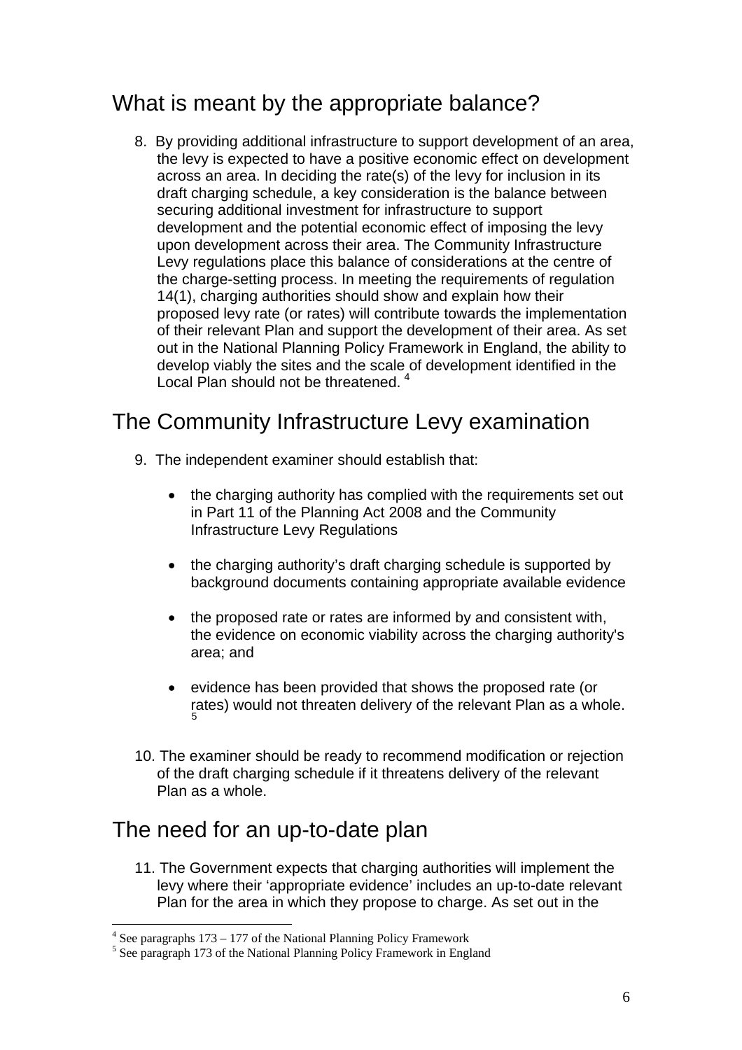## What is meant by the appropriate balance?

8. By providing additional infrastructure to support development of an area, the levy is expected to have a positive economic effect on development across an area. In deciding the rate(s) of the levy for inclusion in its draft charging schedule, a key consideration is the balance between securing additional investment for infrastructure to support development and the potential economic effect of imposing the levy upon development across their area. The Community Infrastructure Levy regulations place this balance of considerations at the centre of the charge-setting process. In meeting the requirements of regulation 14(1), charging authorities should show and explain how their proposed levy rate (or rates) will contribute towards the implementation of their relevant Plan and support the development of their area. As set out in the National Planning Policy Framework in England, the ability to develop viably the sites and the scale of development identified in the Local Plan should not be threatened. [4]

## The Community Infrastructure Levy examination

9. The independent examiner should establish that:

   - the charging authority has complied with the requirements set out in Part 11 of the Planning Act 2008 and the Community Infrastructure Levy Regulations
   - the charging authority's draft charging schedule is supported by background documents containing appropriate available evidence
   - the proposed rate or rates are informed by and consistent with, the evidence on economic viability across the charging authority's area; and
   - evidence has been provided that shows the proposed rate (or rates) would not threaten delivery of the relevant Plan as a whole. [5]

10. The examiner should be ready to recommend modification or rejection of the draft charging schedule if it threatens delivery of the relevant Plan as a whole.

## The need for an up-to-date plan

11. The Government expects that charging authorities will implement the levy where their 'appropriate evidence' includes an up-to-date relevant Plan for the area in which they propose to charge. As set out in the

---

[4] See paragraphs 173 – 177 of the National Planning Policy Framework
[5] See paragraph 173 of the National Planning Policy Framework in England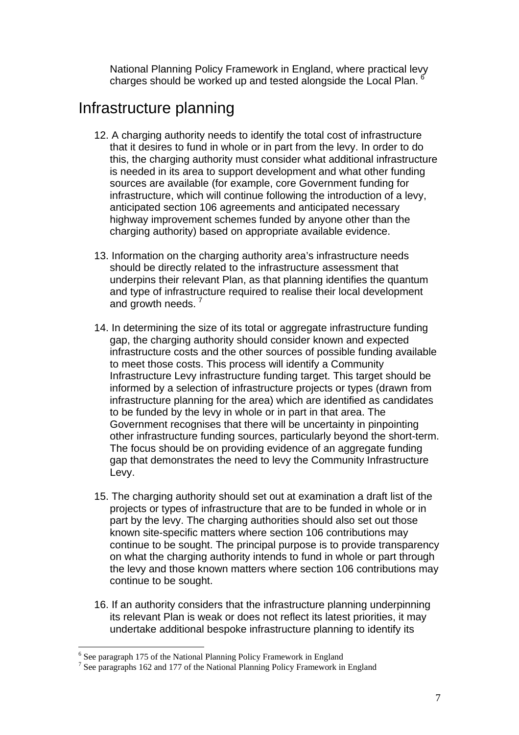National Planning Policy Framework in England, where practical levy charges should be worked up and tested alongside the Local Plan. [6]

## Infrastructure planning

12. A charging authority needs to identify the total cost of infrastructure that it desires to fund in whole or in part from the levy. In order to do this, the charging authority must consider what additional infrastructure is needed in its area to support development and what other funding sources are available (for example, core Government funding for infrastructure, which will continue following the introduction of a levy, anticipated section 106 agreements and anticipated necessary highway improvement schemes funded by anyone other than the charging authority) based on appropriate available evidence.

13. Information on the charging authority area's infrastructure needs should be directly related to the infrastructure assessment that underpins their relevant Plan, as that planning identifies the quantum and type of infrastructure required to realise their local development and growth needs. [7]

14. In determining the size of its total or aggregate infrastructure funding gap, the charging authority should consider known and expected infrastructure costs and the other sources of possible funding available to meet those costs. This process will identify a Community Infrastructure Levy infrastructure funding target. This target should be informed by a selection of infrastructure projects or types (drawn from infrastructure planning for the area) which are identified as candidates to be funded by the levy in whole or in part in that area. The Government recognises that there will be uncertainty in pinpointing other infrastructure funding sources, particularly beyond the short-term. The focus should be on providing evidence of an aggregate funding gap that demonstrates the need to levy the Community Infrastructure Levy.

15. The charging authority should set out at examination a draft list of the projects or types of infrastructure that are to be funded in whole or in part by the levy. The charging authorities should also set out those known site-specific matters where section 106 contributions may continue to be sought. The principal purpose is to provide transparency on what the charging authority intends to fund in whole or part through the levy and those known matters where section 106 contributions may continue to be sought.

16. If an authority considers that the infrastructure planning underpinning its relevant Plan is weak or does not reflect its latest priorities, it may undertake additional bespoke infrastructure planning to identify its

---

[6] See paragraph 175 of the National Planning Policy Framework in England

[7] See paragraphs 162 and 177 of the National Planning Policy Framework in England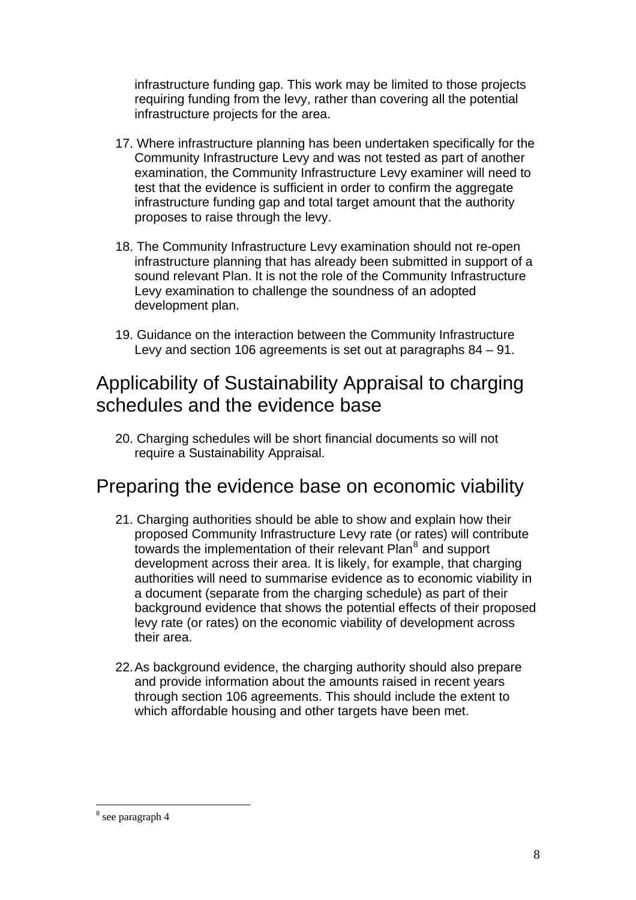infrastructure funding gap. This work may be limited to those projects requiring funding from the levy, rather than covering all the potential infrastructure projects for the area.

17. Where infrastructure planning has been undertaken specifically for the Community Infrastructure Levy and was not tested as part of another examination, the Community Infrastructure Levy examiner will need to test that the evidence is sufficient in order to confirm the aggregate infrastructure funding gap and total target amount that the authority proposes to raise through the levy.

18. The Community Infrastructure Levy examination should not re-open infrastructure planning that has already been submitted in support of a sound relevant Plan. It is not the role of the Community Infrastructure Levy examination to challenge the soundness of an adopted development plan.

19. Guidance on the interaction between the Community Infrastructure Levy and section 106 agreements is set out at paragraphs 84 – 91.

## Applicability of Sustainability Appraisal to charging schedules and the evidence base

20. Charging schedules will be short financial documents so will not require a Sustainability Appraisal.

## Preparing the evidence base on economic viability

21. Charging authorities should be able to show and explain how their proposed Community Infrastructure Levy rate (or rates) will contribute towards the implementation of their relevant Plan[8] and support development across their area. It is likely, for example, that charging authorities will need to summarise evidence as to economic viability in a document (separate from the charging schedule) as part of their background evidence that shows the potential effects of their proposed levy rate (or rates) on the economic viability of development across their area.

22. As background evidence, the charging authority should also prepare and provide information about the amounts raised in recent years through section 106 agreements. This should include the extent to which affordable housing and other targets have been met.

[8] see paragraph 4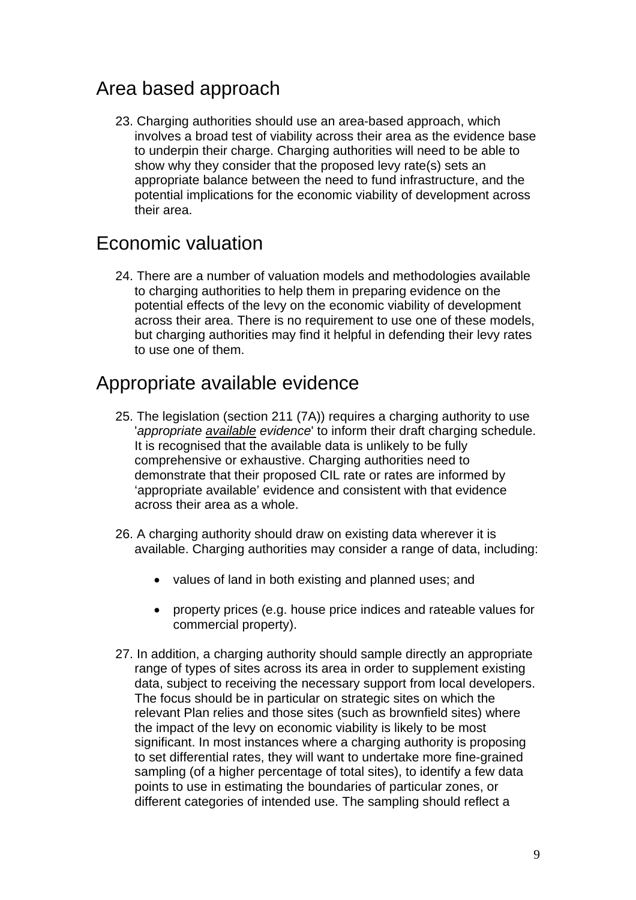## Area based approach

23. Charging authorities should use an area-based approach, which involves a broad test of viability across their area as the evidence base to underpin their charge. Charging authorities will need to be able to show why they consider that the proposed levy rate(s) sets an appropriate balance between the need to fund infrastructure, and the potential implications for the economic viability of development across their area.

## Economic valuation

24. There are a number of valuation models and methodologies available to charging authorities to help them in preparing evidence on the potential effects of the levy on the economic viability of development across their area. There is no requirement to use one of these models, but charging authorities may find it helpful in defending their levy rates to use one of them.

## Appropriate available evidence

25. The legislation (section 211 (7A)) requires a charging authority to use '*appropriate* <u>*available*</u> *evidence*' to inform their draft charging schedule. It is recognised that the available data is unlikely to be fully comprehensive or exhaustive. Charging authorities need to demonstrate that their proposed CIL rate or rates are informed by 'appropriate available' evidence and consistent with that evidence across their area as a whole.

26. A charging authority should draw on existing data wherever it is available. Charging authorities may consider a range of data, including:

   - values of land in both existing and planned uses; and
   - property prices (e.g. house price indices and rateable values for commercial property).

27. In addition, a charging authority should sample directly an appropriate range of types of sites across its area in order to supplement existing data, subject to receiving the necessary support from local developers. The focus should be in particular on strategic sites on which the relevant Plan relies and those sites (such as brownfield sites) where the impact of the levy on economic viability is likely to be most significant. In most instances where a charging authority is proposing to set differential rates, they will want to undertake more fine-grained sampling (of a higher percentage of total sites), to identify a few data points to use in estimating the boundaries of particular zones, or different categories of intended use. The sampling should reflect a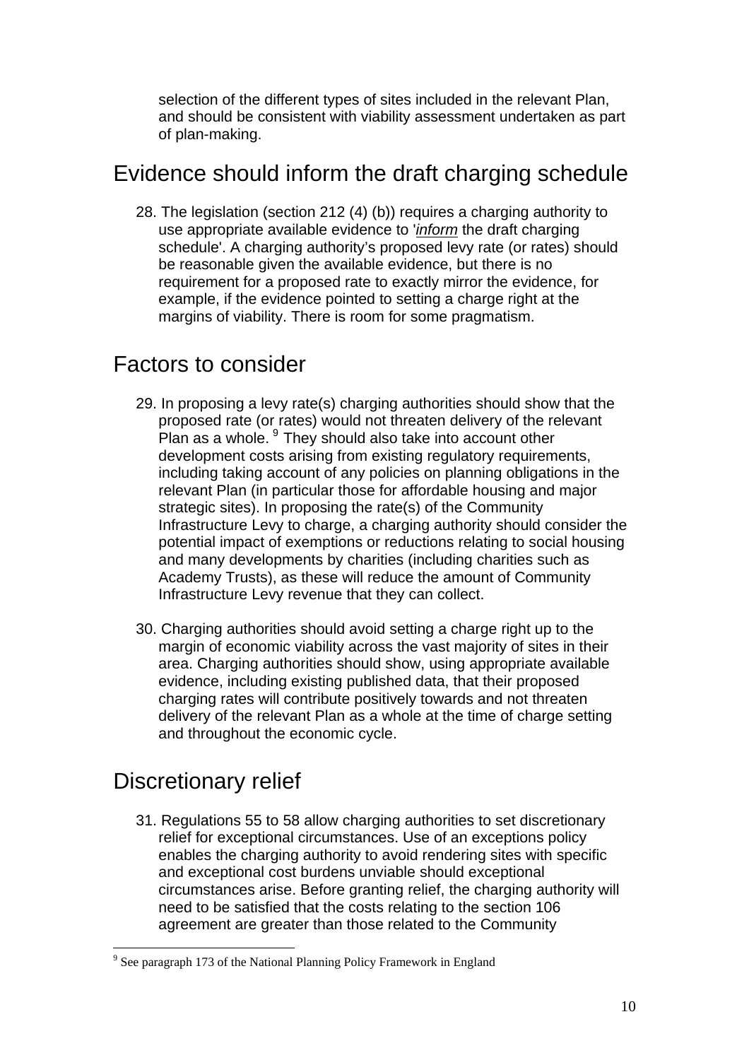selection of the different types of sites included in the relevant Plan, and should be consistent with viability assessment undertaken as part of plan-making.

## Evidence should inform the draft charging schedule

28. The legislation (section 212 (4) (b)) requires a charging authority to use appropriate available evidence to '*inform* the draft charging schedule'. A charging authority's proposed levy rate (or rates) should be reasonable given the available evidence, but there is no requirement for a proposed rate to exactly mirror the evidence, for example, if the evidence pointed to setting a charge right at the margins of viability. There is room for some pragmatism.

## Factors to consider

29. In proposing a levy rate(s) charging authorities should show that the proposed rate (or rates) would not threaten delivery of the relevant Plan as a whole. [9] They should also take into account other development costs arising from existing regulatory requirements, including taking account of any policies on planning obligations in the relevant Plan (in particular those for affordable housing and major strategic sites). In proposing the rate(s) of the Community Infrastructure Levy to charge, a charging authority should consider the potential impact of exemptions or reductions relating to social housing and many developments by charities (including charities such as Academy Trusts), as these will reduce the amount of Community Infrastructure Levy revenue that they can collect.

30. Charging authorities should avoid setting a charge right up to the margin of economic viability across the vast majority of sites in their area. Charging authorities should show, using appropriate available evidence, including existing published data, that their proposed charging rates will contribute positively towards and not threaten delivery of the relevant Plan as a whole at the time of charge setting and throughout the economic cycle.

## Discretionary relief

31. Regulations 55 to 58 allow charging authorities to set discretionary relief for exceptional circumstances. Use of an exceptions policy enables the charging authority to avoid rendering sites with specific and exceptional cost burdens unviable should exceptional circumstances arise. Before granting relief, the charging authority will need to be satisfied that the costs relating to the section 106 agreement are greater than those related to the Community

[9] See paragraph 173 of the National Planning Policy Framework in England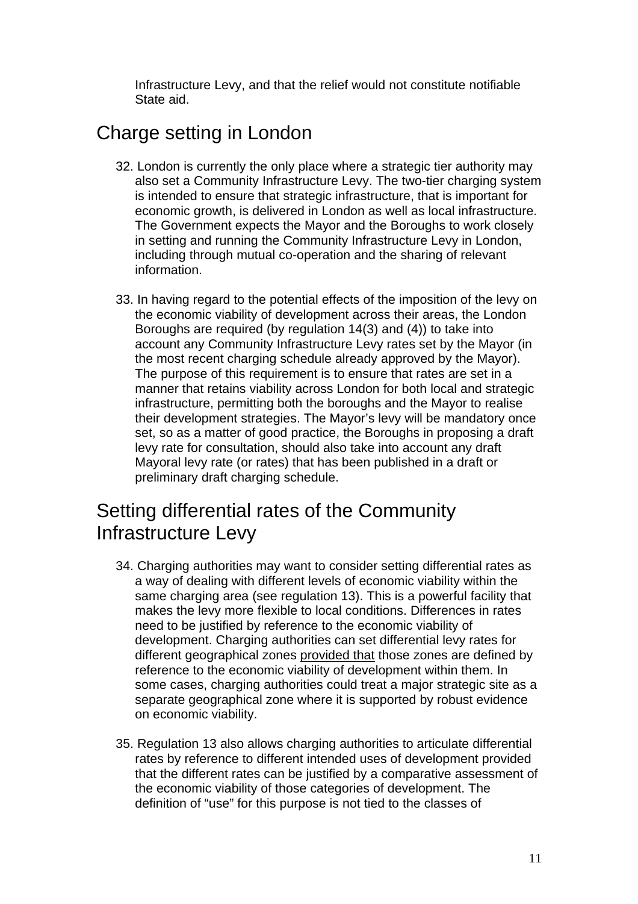Infrastructure Levy, and that the relief would not constitute notifiable State aid.

## Charge setting in London

32. London is currently the only place where a strategic tier authority may also set a Community Infrastructure Levy. The two-tier charging system is intended to ensure that strategic infrastructure, that is important for economic growth, is delivered in London as well as local infrastructure. The Government expects the Mayor and the Boroughs to work closely in setting and running the Community Infrastructure Levy in London, including through mutual co-operation and the sharing of relevant information.

33. In having regard to the potential effects of the imposition of the levy on the economic viability of development across their areas, the London Boroughs are required (by regulation 14(3) and (4)) to take into account any Community Infrastructure Levy rates set by the Mayor (in the most recent charging schedule already approved by the Mayor). The purpose of this requirement is to ensure that rates are set in a manner that retains viability across London for both local and strategic infrastructure, permitting both the boroughs and the Mayor to realise their development strategies. The Mayor's levy will be mandatory once set, so as a matter of good practice, the Boroughs in proposing a draft levy rate for consultation, should also take into account any draft Mayoral levy rate (or rates) that has been published in a draft or preliminary draft charging schedule.

## Setting differential rates of the Community Infrastructure Levy

34. Charging authorities may want to consider setting differential rates as a way of dealing with different levels of economic viability within the same charging area (see regulation 13). This is a powerful facility that makes the levy more flexible to local conditions. Differences in rates need to be justified by reference to the economic viability of development. Charging authorities can set differential levy rates for different geographical zones <u>provided that</u> those zones are defined by reference to the economic viability of development within them. In some cases, charging authorities could treat a major strategic site as a separate geographical zone where it is supported by robust evidence on economic viability.

35. Regulation 13 also allows charging authorities to articulate differential rates by reference to different intended uses of development provided that the different rates can be justified by a comparative assessment of the economic viability of those categories of development. The definition of "use" for this purpose is not tied to the classes of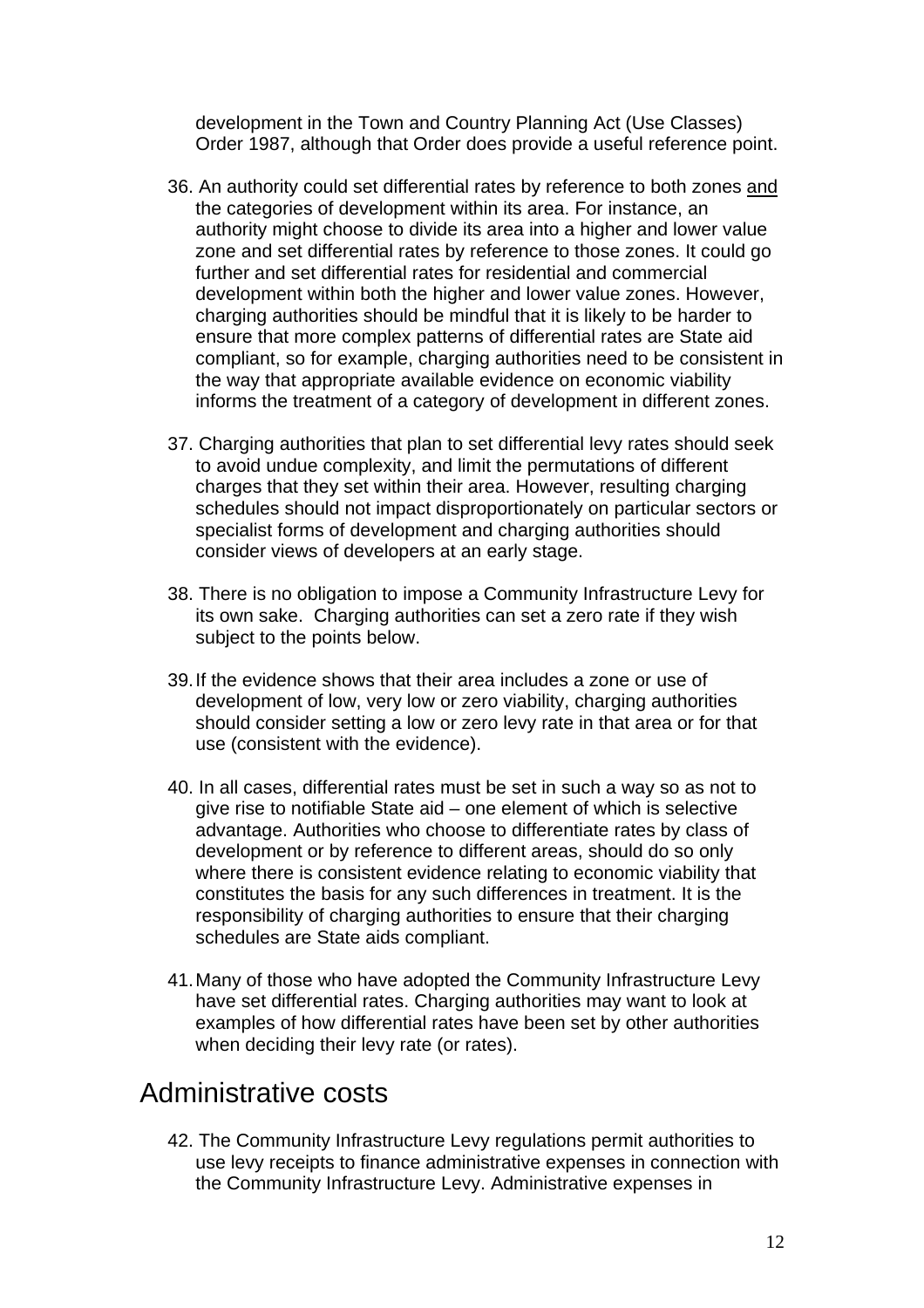development in the Town and Country Planning Act (Use Classes) Order 1987, although that Order does provide a useful reference point.

36. An authority could set differential rates by reference to both zones and the categories of development within its area. For instance, an authority might choose to divide its area into a higher and lower value zone and set differential rates by reference to those zones. It could go further and set differential rates for residential and commercial development within both the higher and lower value zones. However, charging authorities should be mindful that it is likely to be harder to ensure that more complex patterns of differential rates are State aid compliant, so for example, charging authorities need to be consistent in the way that appropriate available evidence on economic viability informs the treatment of a category of development in different zones.

37. Charging authorities that plan to set differential levy rates should seek to avoid undue complexity, and limit the permutations of different charges that they set within their area. However, resulting charging schedules should not impact disproportionately on particular sectors or specialist forms of development and charging authorities should consider views of developers at an early stage.

38. There is no obligation to impose a Community Infrastructure Levy for its own sake. Charging authorities can set a zero rate if they wish subject to the points below.

39. If the evidence shows that their area includes a zone or use of development of low, very low or zero viability, charging authorities should consider setting a low or zero levy rate in that area or for that use (consistent with the evidence).

40. In all cases, differential rates must be set in such a way so as not to give rise to notifiable State aid – one element of which is selective advantage. Authorities who choose to differentiate rates by class of development or by reference to different areas, should do so only where there is consistent evidence relating to economic viability that constitutes the basis for any such differences in treatment. It is the responsibility of charging authorities to ensure that their charging schedules are State aids compliant.

41. Many of those who have adopted the Community Infrastructure Levy have set differential rates. Charging authorities may want to look at examples of how differential rates have been set by other authorities when deciding their levy rate (or rates).

## Administrative costs

42. The Community Infrastructure Levy regulations permit authorities to use levy receipts to finance administrative expenses in connection with the Community Infrastructure Levy. Administrative expenses in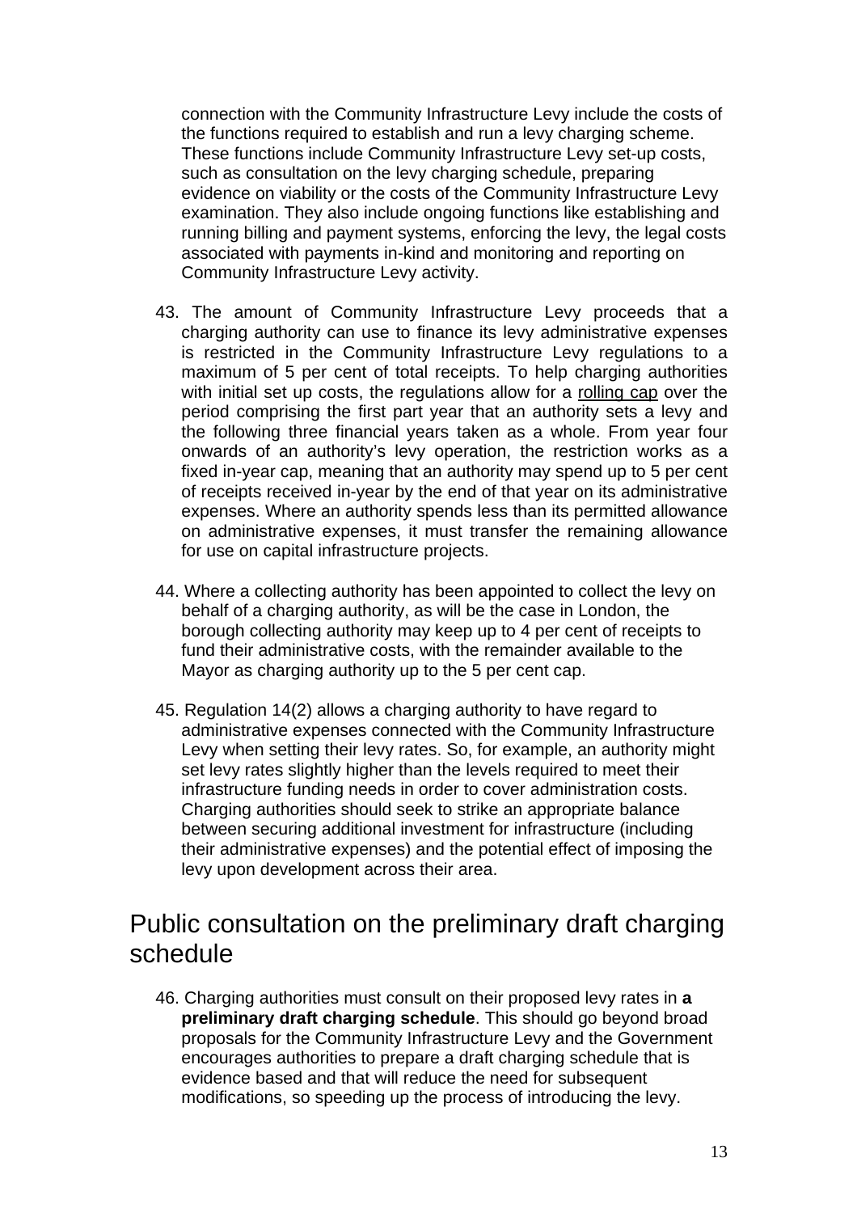connection with the Community Infrastructure Levy include the costs of the functions required to establish and run a levy charging scheme. These functions include Community Infrastructure Levy set-up costs, such as consultation on the levy charging schedule, preparing evidence on viability or the costs of the Community Infrastructure Levy examination. They also include ongoing functions like establishing and running billing and payment systems, enforcing the levy, the legal costs associated with payments in-kind and monitoring and reporting on Community Infrastructure Levy activity.

43. The amount of Community Infrastructure Levy proceeds that a charging authority can use to finance its levy administrative expenses is restricted in the Community Infrastructure Levy regulations to a maximum of 5 per cent of total receipts. To help charging authorities with initial set up costs, the regulations allow for a rolling cap over the period comprising the first part year that an authority sets a levy and the following three financial years taken as a whole. From year four onwards of an authority's levy operation, the restriction works as a fixed in-year cap, meaning that an authority may spend up to 5 per cent of receipts received in-year by the end of that year on its administrative expenses. Where an authority spends less than its permitted allowance on administrative expenses, it must transfer the remaining allowance for use on capital infrastructure projects.

44. Where a collecting authority has been appointed to collect the levy on behalf of a charging authority, as will be the case in London, the borough collecting authority may keep up to 4 per cent of receipts to fund their administrative costs, with the remainder available to the Mayor as charging authority up to the 5 per cent cap.

45. Regulation 14(2) allows a charging authority to have regard to administrative expenses connected with the Community Infrastructure Levy when setting their levy rates. So, for example, an authority might set levy rates slightly higher than the levels required to meet their infrastructure funding needs in order to cover administration costs. Charging authorities should seek to strike an appropriate balance between securing additional investment for infrastructure (including their administrative expenses) and the potential effect of imposing the levy upon development across their area.

## Public consultation on the preliminary draft charging schedule

46. Charging authorities must consult on their proposed levy rates in **a preliminary draft charging schedule**. This should go beyond broad proposals for the Community Infrastructure Levy and the Government encourages authorities to prepare a draft charging schedule that is evidence based and that will reduce the need for subsequent modifications, so speeding up the process of introducing the levy.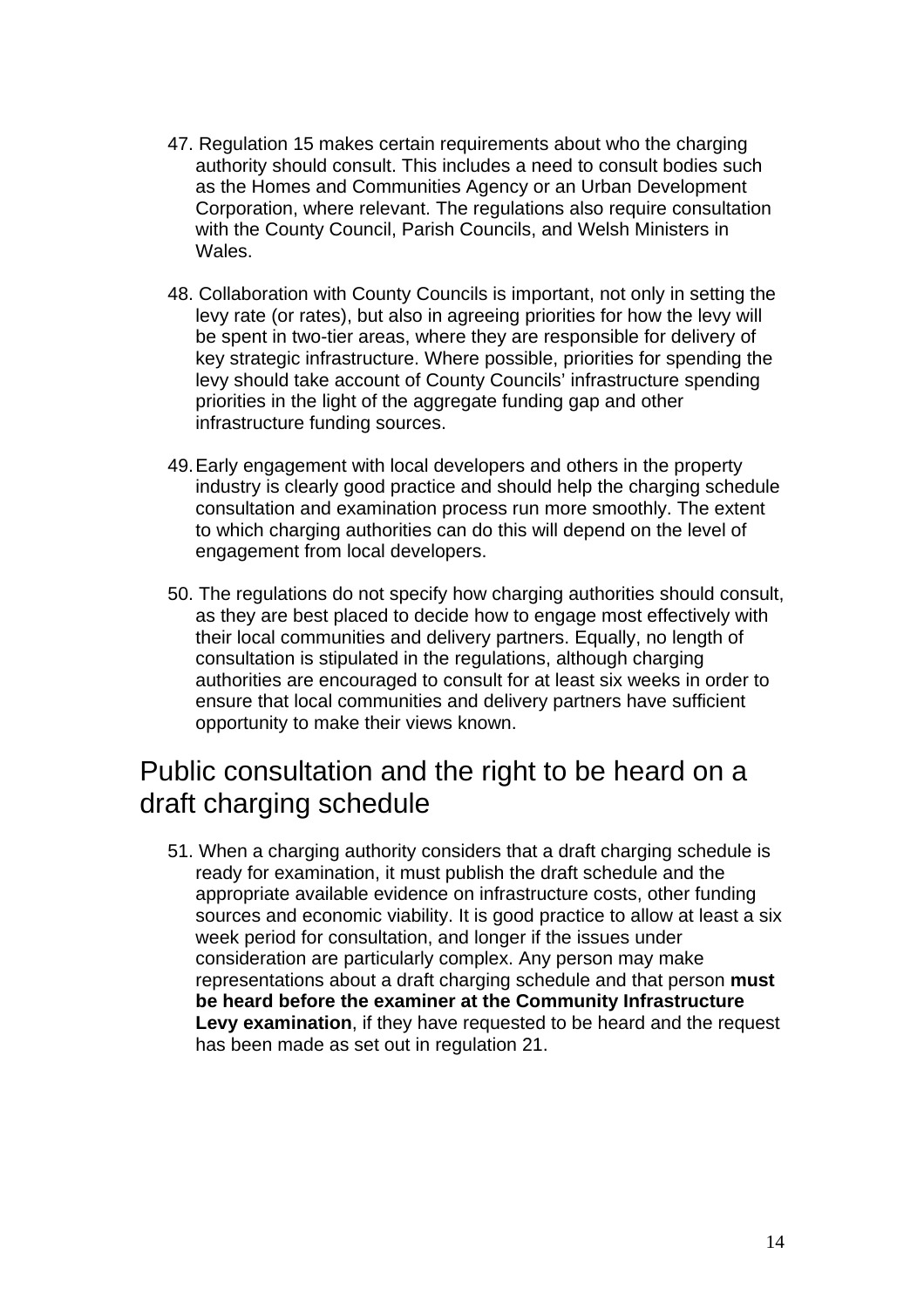47. Regulation 15 makes certain requirements about who the charging authority should consult. This includes a need to consult bodies such as the Homes and Communities Agency or an Urban Development Corporation, where relevant. The regulations also require consultation with the County Council, Parish Councils, and Welsh Ministers in Wales.

48. Collaboration with County Councils is important, not only in setting the levy rate (or rates), but also in agreeing priorities for how the levy will be spent in two-tier areas, where they are responsible for delivery of key strategic infrastructure. Where possible, priorities for spending the levy should take account of County Councils' infrastructure spending priorities in the light of the aggregate funding gap and other infrastructure funding sources.

49. Early engagement with local developers and others in the property industry is clearly good practice and should help the charging schedule consultation and examination process run more smoothly. The extent to which charging authorities can do this will depend on the level of engagement from local developers.

50. The regulations do not specify how charging authorities should consult, as they are best placed to decide how to engage most effectively with their local communities and delivery partners. Equally, no length of consultation is stipulated in the regulations, although charging authorities are encouraged to consult for at least six weeks in order to ensure that local communities and delivery partners have sufficient opportunity to make their views known.

## Public consultation and the right to be heard on a draft charging schedule

51. When a charging authority considers that a draft charging schedule is ready for examination, it must publish the draft schedule and the appropriate available evidence on infrastructure costs, other funding sources and economic viability. It is good practice to allow at least a six week period for consultation, and longer if the issues under consideration are particularly complex. Any person may make representations about a draft charging schedule and that person **must be heard before the examiner at the Community Infrastructure Levy examination**, if they have requested to be heard and the request has been made as set out in regulation 21.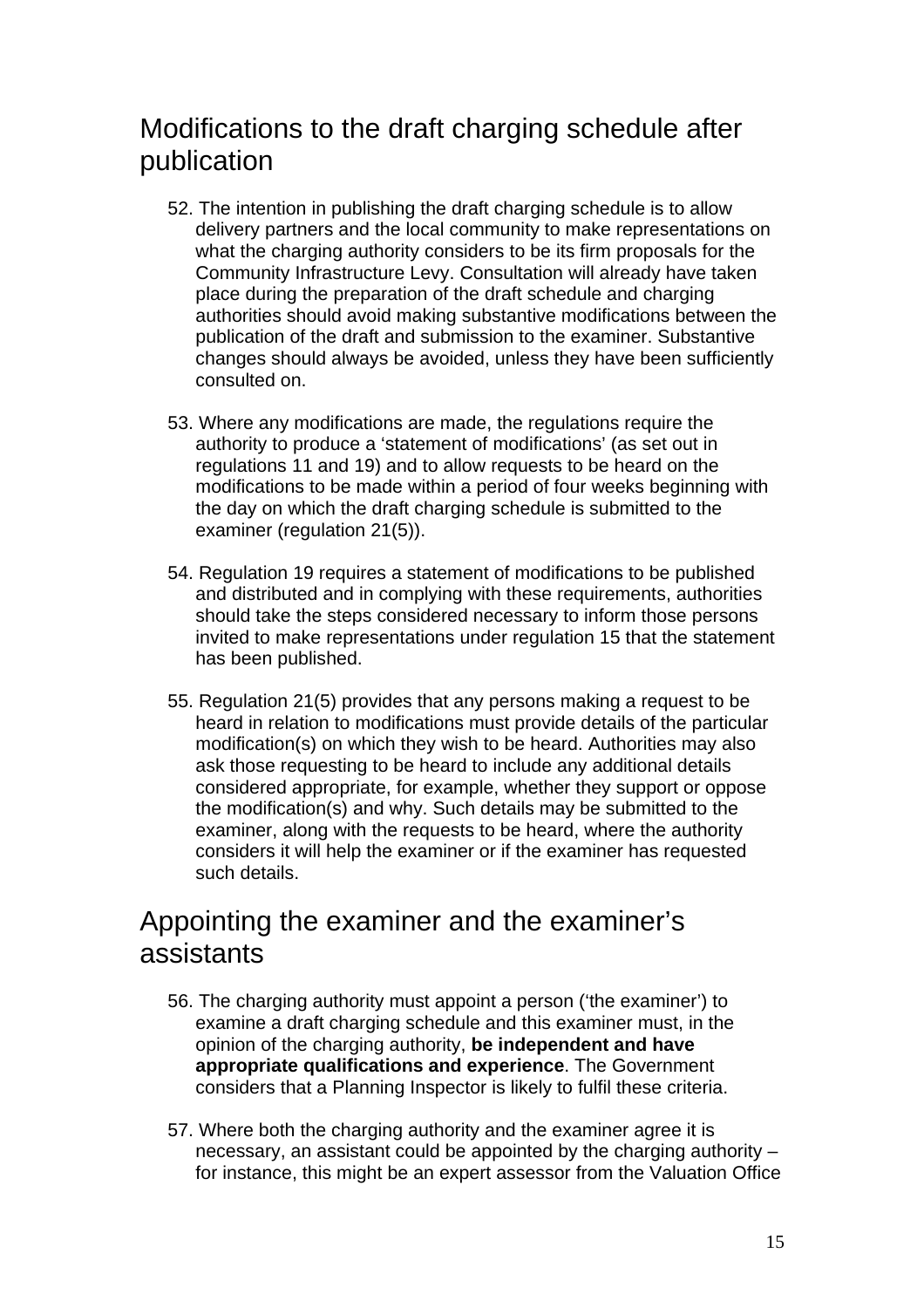## Modifications to the draft charging schedule after publication

52. The intention in publishing the draft charging schedule is to allow delivery partners and the local community to make representations on what the charging authority considers to be its firm proposals for the Community Infrastructure Levy. Consultation will already have taken place during the preparation of the draft schedule and charging authorities should avoid making substantive modifications between the publication of the draft and submission to the examiner. Substantive changes should always be avoided, unless they have been sufficiently consulted on.

53. Where any modifications are made, the regulations require the authority to produce a 'statement of modifications' (as set out in regulations 11 and 19) and to allow requests to be heard on the modifications to be made within a period of four weeks beginning with the day on which the draft charging schedule is submitted to the examiner (regulation 21(5)).

54. Regulation 19 requires a statement of modifications to be published and distributed and in complying with these requirements, authorities should take the steps considered necessary to inform those persons invited to make representations under regulation 15 that the statement has been published.

55. Regulation 21(5) provides that any persons making a request to be heard in relation to modifications must provide details of the particular modification(s) on which they wish to be heard. Authorities may also ask those requesting to be heard to include any additional details considered appropriate, for example, whether they support or oppose the modification(s) and why. Such details may be submitted to the examiner, along with the requests to be heard, where the authority considers it will help the examiner or if the examiner has requested such details.

## Appointing the examiner and the examiner's assistants

56. The charging authority must appoint a person ('the examiner') to examine a draft charging schedule and this examiner must, in the opinion of the charging authority, **be independent and have appropriate qualifications and experience**. The Government considers that a Planning Inspector is likely to fulfil these criteria.

57. Where both the charging authority and the examiner agree it is necessary, an assistant could be appointed by the charging authority – for instance, this might be an expert assessor from the Valuation Office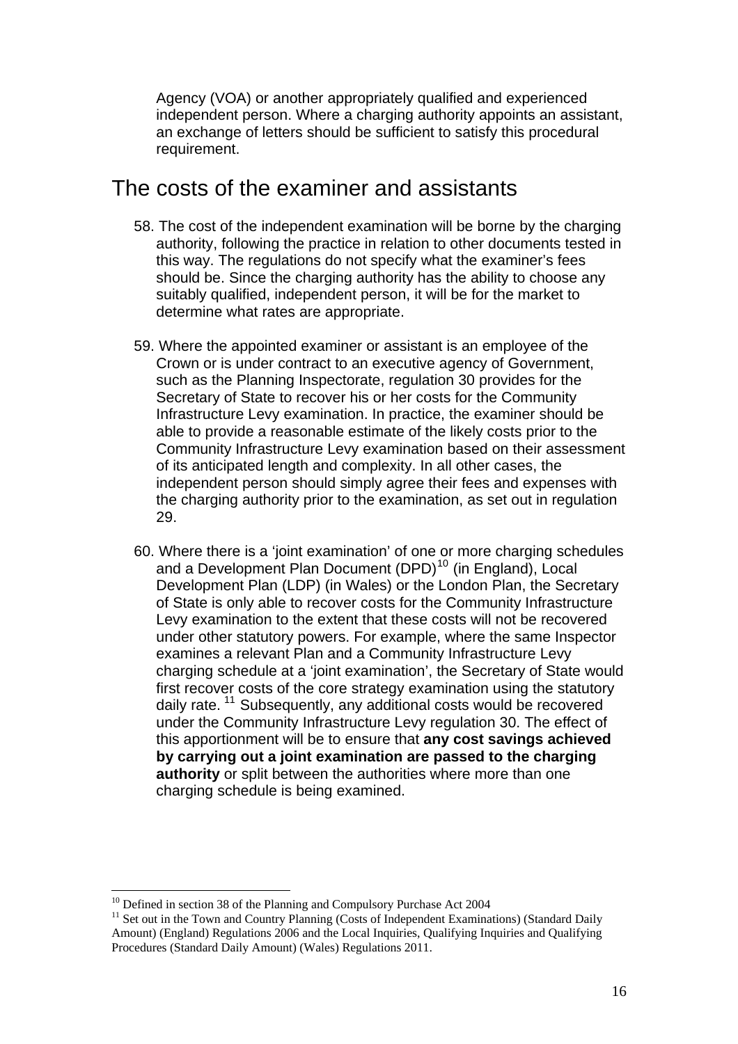Agency (VOA) or another appropriately qualified and experienced independent person. Where a charging authority appoints an assistant, an exchange of letters should be sufficient to satisfy this procedural requirement.

## The costs of the examiner and assistants

58. The cost of the independent examination will be borne by the charging authority, following the practice in relation to other documents tested in this way. The regulations do not specify what the examiner's fees should be. Since the charging authority has the ability to choose any suitably qualified, independent person, it will be for the market to determine what rates are appropriate.

59. Where the appointed examiner or assistant is an employee of the Crown or is under contract to an executive agency of Government, such as the Planning Inspectorate, regulation 30 provides for the Secretary of State to recover his or her costs for the Community Infrastructure Levy examination. In practice, the examiner should be able to provide a reasonable estimate of the likely costs prior to the Community Infrastructure Levy examination based on their assessment of its anticipated length and complexity. In all other cases, the independent person should simply agree their fees and expenses with the charging authority prior to the examination, as set out in regulation 29.

60. Where there is a 'joint examination' of one or more charging schedules and a Development Plan Document (DPD)[10] (in England), Local Development Plan (LDP) (in Wales) or the London Plan, the Secretary of State is only able to recover costs for the Community Infrastructure Levy examination to the extent that these costs will not be recovered under other statutory powers. For example, where the same Inspector examines a relevant Plan and a Community Infrastructure Levy charging schedule at a 'joint examination', the Secretary of State would first recover costs of the core strategy examination using the statutory daily rate. [11] Subsequently, any additional costs would be recovered under the Community Infrastructure Levy regulation 30. The effect of this apportionment will be to ensure that **any cost savings achieved by carrying out a joint examination are passed to the charging authority** or split between the authorities where more than one charging schedule is being examined.

[10] Defined in section 38 of the Planning and Compulsory Purchase Act 2004

[11] Set out in the Town and Country Planning (Costs of Independent Examinations) (Standard Daily Amount) (England) Regulations 2006 and the Local Inquiries, Qualifying Inquiries and Qualifying Procedures (Standard Daily Amount) (Wales) Regulations 2011.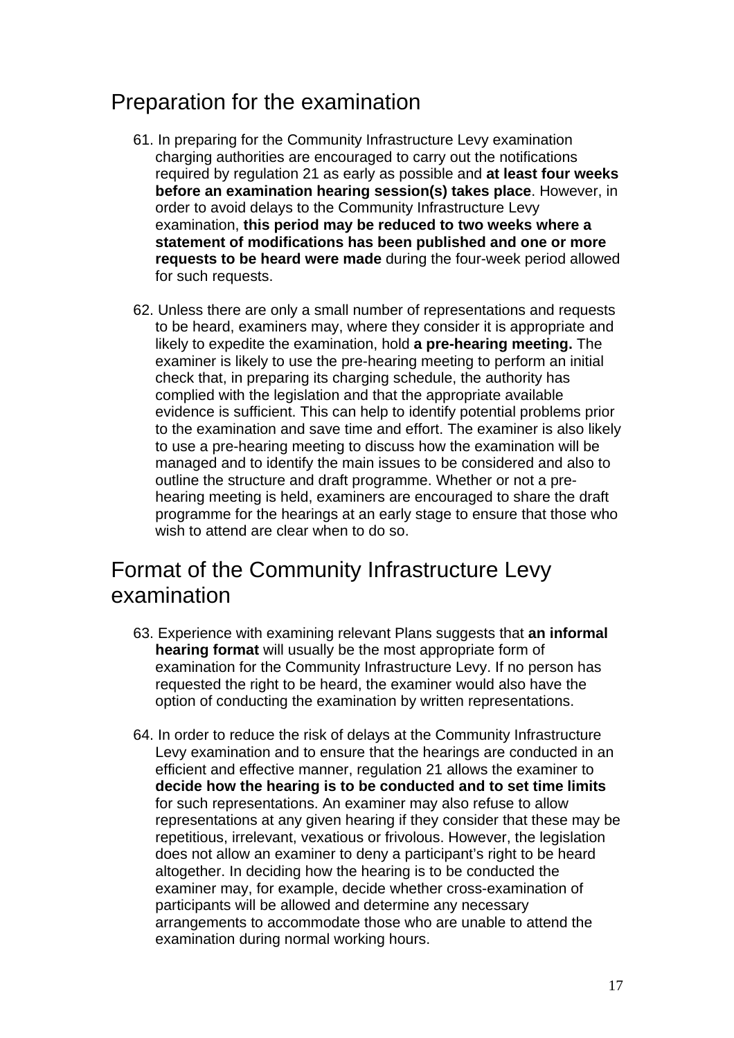## Preparation for the examination

61. In preparing for the Community Infrastructure Levy examination charging authorities are encouraged to carry out the notifications required by regulation 21 as early as possible and **at least four weeks before an examination hearing session(s) takes place**. However, in order to avoid delays to the Community Infrastructure Levy examination, **this period may be reduced to two weeks where a statement of modifications has been published and one or more requests to be heard were made** during the four-week period allowed for such requests.

62. Unless there are only a small number of representations and requests to be heard, examiners may, where they consider it is appropriate and likely to expedite the examination, hold **a pre-hearing meeting.** The examiner is likely to use the pre-hearing meeting to perform an initial check that, in preparing its charging schedule, the authority has complied with the legislation and that the appropriate available evidence is sufficient. This can help to identify potential problems prior to the examination and save time and effort. The examiner is also likely to use a pre-hearing meeting to discuss how the examination will be managed and to identify the main issues to be considered and also to outline the structure and draft programme. Whether or not a pre-hearing meeting is held, examiners are encouraged to share the draft programme for the hearings at an early stage to ensure that those who wish to attend are clear when to do so.

## Format of the Community Infrastructure Levy examination

63. Experience with examining relevant Plans suggests that **an informal hearing format** will usually be the most appropriate form of examination for the Community Infrastructure Levy. If no person has requested the right to be heard, the examiner would also have the option of conducting the examination by written representations.

64. In order to reduce the risk of delays at the Community Infrastructure Levy examination and to ensure that the hearings are conducted in an efficient and effective manner, regulation 21 allows the examiner to **decide how the hearing is to be conducted and to set time limits** for such representations. An examiner may also refuse to allow representations at any given hearing if they consider that these may be repetitious, irrelevant, vexatious or frivolous. However, the legislation does not allow an examiner to deny a participant's right to be heard altogether. In deciding how the hearing is to be conducted the examiner may, for example, decide whether cross-examination of participants will be allowed and determine any necessary arrangements to accommodate those who are unable to attend the examination during normal working hours.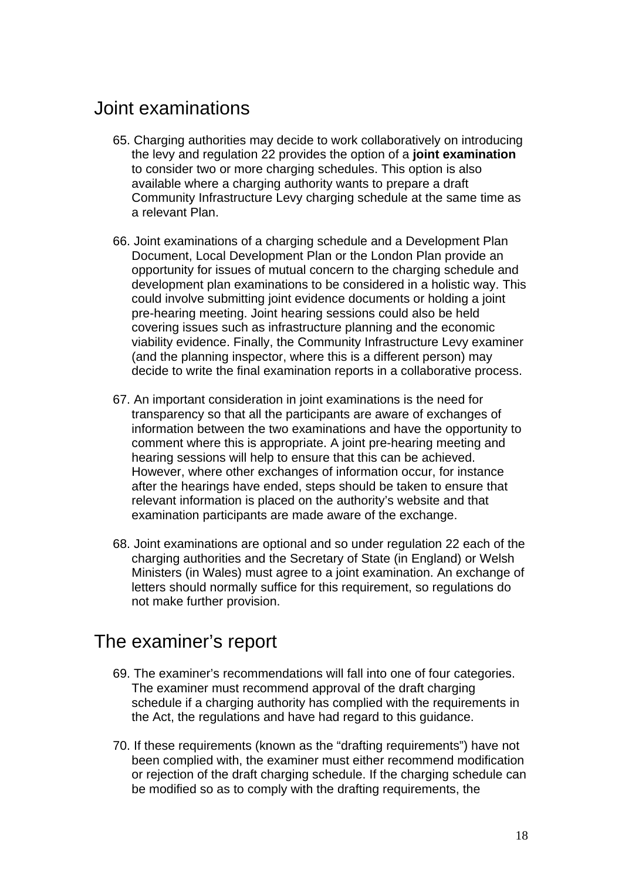## Joint examinations

65. Charging authorities may decide to work collaboratively on introducing the levy and regulation 22 provides the option of a **joint examination** to consider two or more charging schedules. This option is also available where a charging authority wants to prepare a draft Community Infrastructure Levy charging schedule at the same time as a relevant Plan.

66. Joint examinations of a charging schedule and a Development Plan Document, Local Development Plan or the London Plan provide an opportunity for issues of mutual concern to the charging schedule and development plan examinations to be considered in a holistic way. This could involve submitting joint evidence documents or holding a joint pre-hearing meeting. Joint hearing sessions could also be held covering issues such as infrastructure planning and the economic viability evidence. Finally, the Community Infrastructure Levy examiner (and the planning inspector, where this is a different person) may decide to write the final examination reports in a collaborative process.

67. An important consideration in joint examinations is the need for transparency so that all the participants are aware of exchanges of information between the two examinations and have the opportunity to comment where this is appropriate. A joint pre-hearing meeting and hearing sessions will help to ensure that this can be achieved. However, where other exchanges of information occur, for instance after the hearings have ended, steps should be taken to ensure that relevant information is placed on the authority's website and that examination participants are made aware of the exchange.

68. Joint examinations are optional and so under regulation 22 each of the charging authorities and the Secretary of State (in England) or Welsh Ministers (in Wales) must agree to a joint examination. An exchange of letters should normally suffice for this requirement, so regulations do not make further provision.

## The examiner's report

69. The examiner's recommendations will fall into one of four categories. The examiner must recommend approval of the draft charging schedule if a charging authority has complied with the requirements in the Act, the regulations and have had regard to this guidance.

70. If these requirements (known as the "drafting requirements") have not been complied with, the examiner must either recommend modification or rejection of the draft charging schedule. If the charging schedule can be modified so as to comply with the drafting requirements, the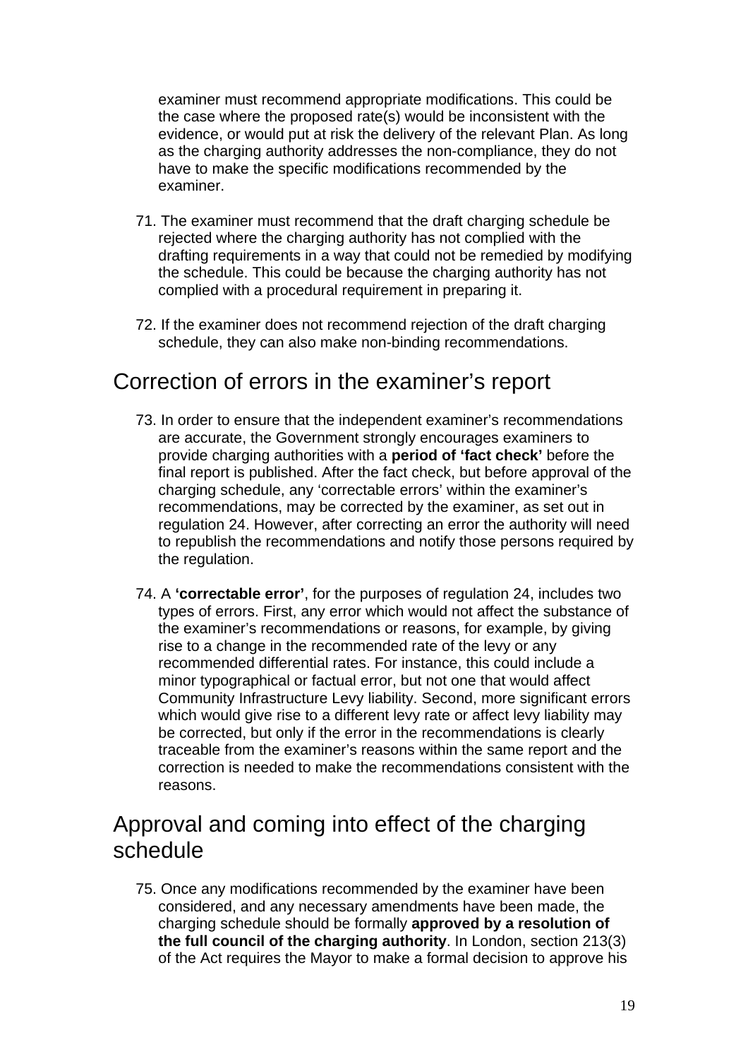examiner must recommend appropriate modifications. This could be the case where the proposed rate(s) would be inconsistent with the evidence, or would put at risk the delivery of the relevant Plan. As long as the charging authority addresses the non-compliance, they do not have to make the specific modifications recommended by the examiner.

71. The examiner must recommend that the draft charging schedule be rejected where the charging authority has not complied with the drafting requirements in a way that could not be remedied by modifying the schedule. This could be because the charging authority has not complied with a procedural requirement in preparing it.

72. If the examiner does not recommend rejection of the draft charging schedule, they can also make non-binding recommendations.

## Correction of errors in the examiner's report

73. In order to ensure that the independent examiner's recommendations are accurate, the Government strongly encourages examiners to provide charging authorities with a **period of 'fact check'** before the final report is published. After the fact check, but before approval of the charging schedule, any 'correctable errors' within the examiner's recommendations, may be corrected by the examiner, as set out in regulation 24. However, after correcting an error the authority will need to republish the recommendations and notify those persons required by the regulation.

74. A **'correctable error'**, for the purposes of regulation 24, includes two types of errors. First, any error which would not affect the substance of the examiner's recommendations or reasons, for example, by giving rise to a change in the recommended rate of the levy or any recommended differential rates. For instance, this could include a minor typographical or factual error, but not one that would affect Community Infrastructure Levy liability. Second, more significant errors which would give rise to a different levy rate or affect levy liability may be corrected, but only if the error in the recommendations is clearly traceable from the examiner's reasons within the same report and the correction is needed to make the recommendations consistent with the reasons.

## Approval and coming into effect of the charging schedule

75. Once any modifications recommended by the examiner have been considered, and any necessary amendments have been made, the charging schedule should be formally **approved by a resolution of the full council of the charging authority**. In London, section 213(3) of the Act requires the Mayor to make a formal decision to approve his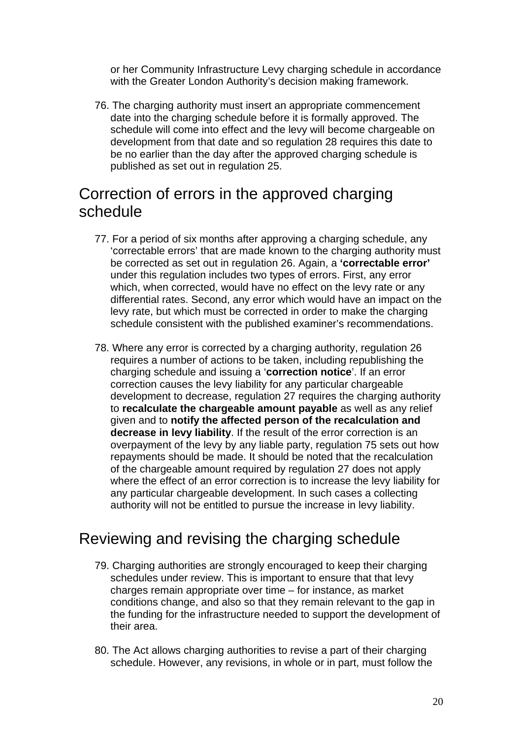or her Community Infrastructure Levy charging schedule in accordance with the Greater London Authority's decision making framework.

76. The charging authority must insert an appropriate commencement date into the charging schedule before it is formally approved. The schedule will come into effect and the levy will become chargeable on development from that date and so regulation 28 requires this date to be no earlier than the day after the approved charging schedule is published as set out in regulation 25.

## Correction of errors in the approved charging schedule

77. For a period of six months after approving a charging schedule, any 'correctable errors' that are made known to the charging authority must be corrected as set out in regulation 26. Again, a **'correctable error'** under this regulation includes two types of errors. First, any error which, when corrected, would have no effect on the levy rate or any differential rates. Second, any error which would have an impact on the levy rate, but which must be corrected in order to make the charging schedule consistent with the published examiner's recommendations.

78. Where any error is corrected by a charging authority, regulation 26 requires a number of actions to be taken, including republishing the charging schedule and issuing a '**correction notice**'. If an error correction causes the levy liability for any particular chargeable development to decrease, regulation 27 requires the charging authority to **recalculate the chargeable amount payable** as well as any relief given and to **notify the affected person of the recalculation and decrease in levy liability**. If the result of the error correction is an overpayment of the levy by any liable party, regulation 75 sets out how repayments should be made. It should be noted that the recalculation of the chargeable amount required by regulation 27 does not apply where the effect of an error correction is to increase the levy liability for any particular chargeable development. In such cases a collecting authority will not be entitled to pursue the increase in levy liability.

## Reviewing and revising the charging schedule

79. Charging authorities are strongly encouraged to keep their charging schedules under review. This is important to ensure that that levy charges remain appropriate over time – for instance, as market conditions change, and also so that they remain relevant to the gap in the funding for the infrastructure needed to support the development of their area.

80. The Act allows charging authorities to revise a part of their charging schedule. However, any revisions, in whole or in part, must follow the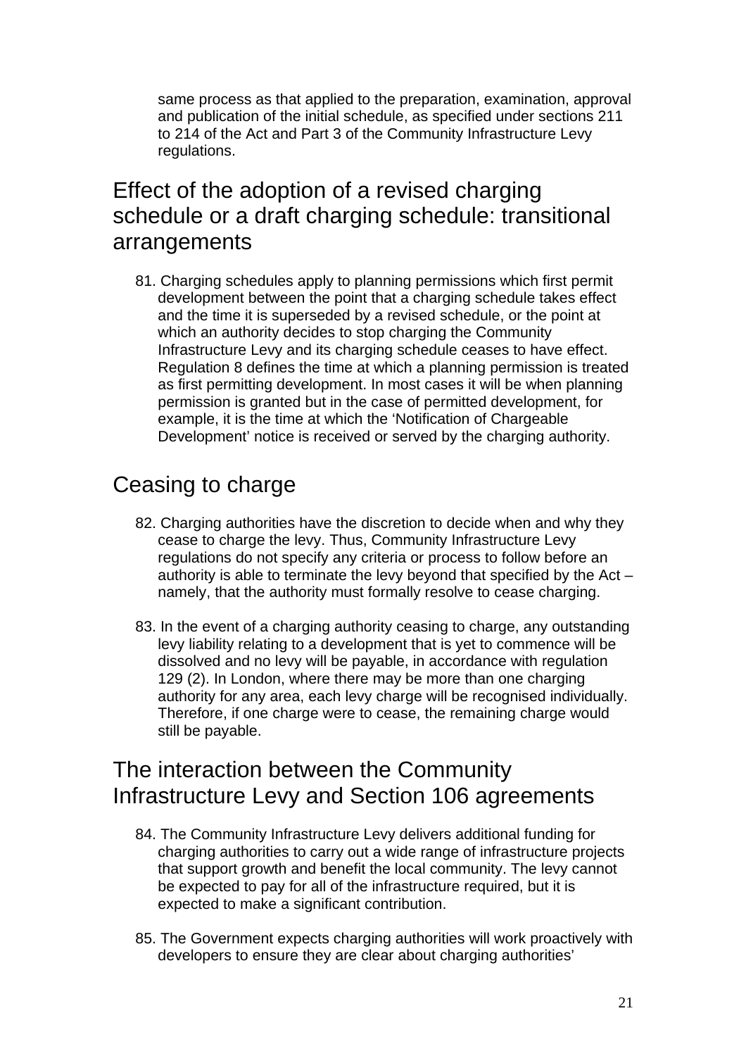same process as that applied to the preparation, examination, approval and publication of the initial schedule, as specified under sections 211 to 214 of the Act and Part 3 of the Community Infrastructure Levy regulations.

## Effect of the adoption of a revised charging schedule or a draft charging schedule: transitional arrangements

81. Charging schedules apply to planning permissions which first permit development between the point that a charging schedule takes effect and the time it is superseded by a revised schedule, or the point at which an authority decides to stop charging the Community Infrastructure Levy and its charging schedule ceases to have effect. Regulation 8 defines the time at which a planning permission is treated as first permitting development. In most cases it will be when planning permission is granted but in the case of permitted development, for example, it is the time at which the 'Notification of Chargeable Development' notice is received or served by the charging authority.

## Ceasing to charge

82. Charging authorities have the discretion to decide when and why they cease to charge the levy. Thus, Community Infrastructure Levy regulations do not specify any criteria or process to follow before an authority is able to terminate the levy beyond that specified by the Act – namely, that the authority must formally resolve to cease charging.

83. In the event of a charging authority ceasing to charge, any outstanding levy liability relating to a development that is yet to commence will be dissolved and no levy will be payable, in accordance with regulation 129 (2). In London, where there may be more than one charging authority for any area, each levy charge will be recognised individually. Therefore, if one charge were to cease, the remaining charge would still be payable.

## The interaction between the Community Infrastructure Levy and Section 106 agreements

84. The Community Infrastructure Levy delivers additional funding for charging authorities to carry out a wide range of infrastructure projects that support growth and benefit the local community. The levy cannot be expected to pay for all of the infrastructure required, but it is expected to make a significant contribution.

85. The Government expects charging authorities will work proactively with developers to ensure they are clear about charging authorities'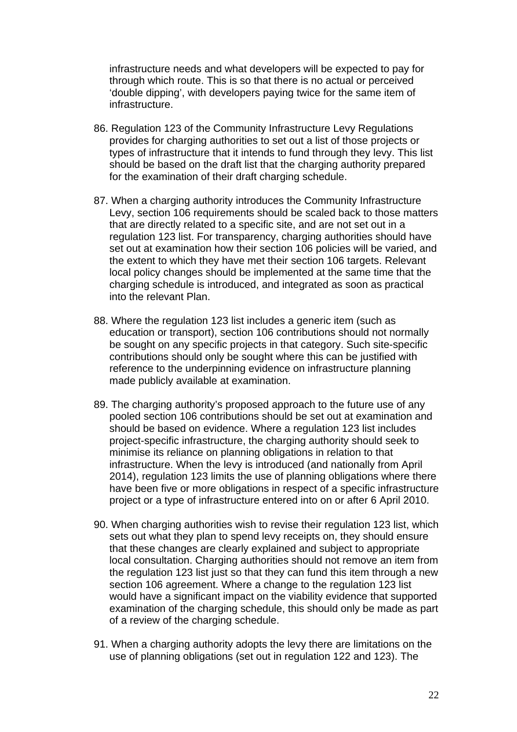infrastructure needs and what developers will be expected to pay for through which route. This is so that there is no actual or perceived 'double dipping', with developers paying twice for the same item of infrastructure.

86. Regulation 123 of the Community Infrastructure Levy Regulations provides for charging authorities to set out a list of those projects or types of infrastructure that it intends to fund through they levy. This list should be based on the draft list that the charging authority prepared for the examination of their draft charging schedule.

87. When a charging authority introduces the Community Infrastructure Levy, section 106 requirements should be scaled back to those matters that are directly related to a specific site, and are not set out in a regulation 123 list. For transparency, charging authorities should have set out at examination how their section 106 policies will be varied, and the extent to which they have met their section 106 targets. Relevant local policy changes should be implemented at the same time that the charging schedule is introduced, and integrated as soon as practical into the relevant Plan.

88. Where the regulation 123 list includes a generic item (such as education or transport), section 106 contributions should not normally be sought on any specific projects in that category. Such site-specific contributions should only be sought where this can be justified with reference to the underpinning evidence on infrastructure planning made publicly available at examination.

89. The charging authority's proposed approach to the future use of any pooled section 106 contributions should be set out at examination and should be based on evidence. Where a regulation 123 list includes project-specific infrastructure, the charging authority should seek to minimise its reliance on planning obligations in relation to that infrastructure. When the levy is introduced (and nationally from April 2014), regulation 123 limits the use of planning obligations where there have been five or more obligations in respect of a specific infrastructure project or a type of infrastructure entered into on or after 6 April 2010.

90. When charging authorities wish to revise their regulation 123 list, which sets out what they plan to spend levy receipts on, they should ensure that these changes are clearly explained and subject to appropriate local consultation. Charging authorities should not remove an item from the regulation 123 list just so that they can fund this item through a new section 106 agreement. Where a change to the regulation 123 list would have a significant impact on the viability evidence that supported examination of the charging schedule, this should only be made as part of a review of the charging schedule.

91. When a charging authority adopts the levy there are limitations on the use of planning obligations (set out in regulation 122 and 123). The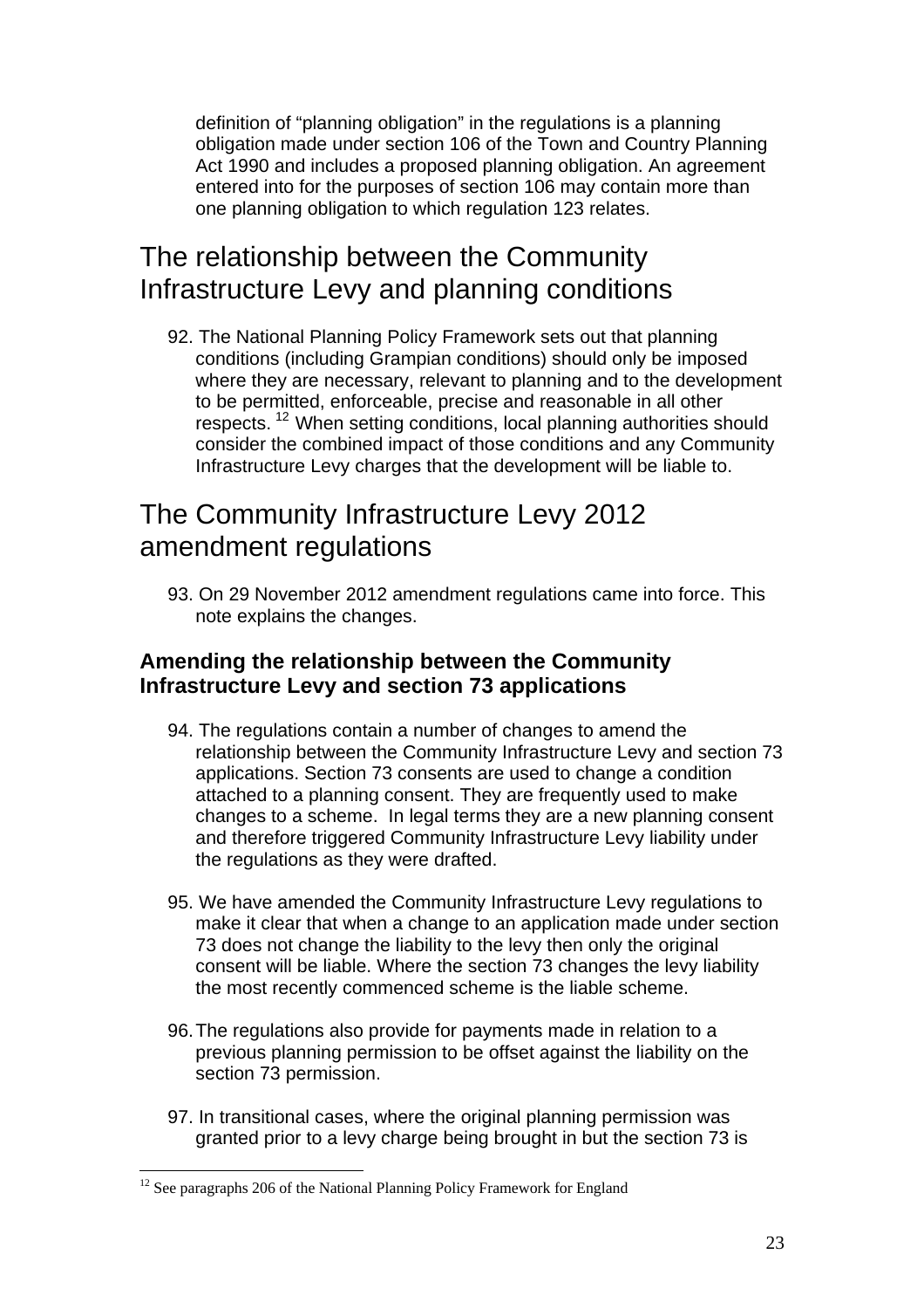definition of "planning obligation" in the regulations is a planning obligation made under section 106 of the Town and Country Planning Act 1990 and includes a proposed planning obligation. An agreement entered into for the purposes of section 106 may contain more than one planning obligation to which regulation 123 relates.

## The relationship between the Community Infrastructure Levy and planning conditions

92. The National Planning Policy Framework sets out that planning conditions (including Grampian conditions) should only be imposed where they are necessary, relevant to planning and to the development to be permitted, enforceable, precise and reasonable in all other respects. [12] When setting conditions, local planning authorities should consider the combined impact of those conditions and any Community Infrastructure Levy charges that the development will be liable to.

## The Community Infrastructure Levy 2012 amendment regulations

93. On 29 November 2012 amendment regulations came into force. This note explains the changes.

### Amending the relationship between the Community Infrastructure Levy and section 73 applications

94. The regulations contain a number of changes to amend the relationship between the Community Infrastructure Levy and section 73 applications. Section 73 consents are used to change a condition attached to a planning consent. They are frequently used to make changes to a scheme. In legal terms they are a new planning consent and therefore triggered Community Infrastructure Levy liability under the regulations as they were drafted.

95. We have amended the Community Infrastructure Levy regulations to make it clear that when a change to an application made under section 73 does not change the liability to the levy then only the original consent will be liable. Where the section 73 changes the levy liability the most recently commenced scheme is the liable scheme.

96. The regulations also provide for payments made in relation to a previous planning permission to be offset against the liability on the section 73 permission.

97. In transitional cases, where the original planning permission was granted prior to a levy charge being brought in but the section 73 is

---

[12] See paragraphs 206 of the National Planning Policy Framework for England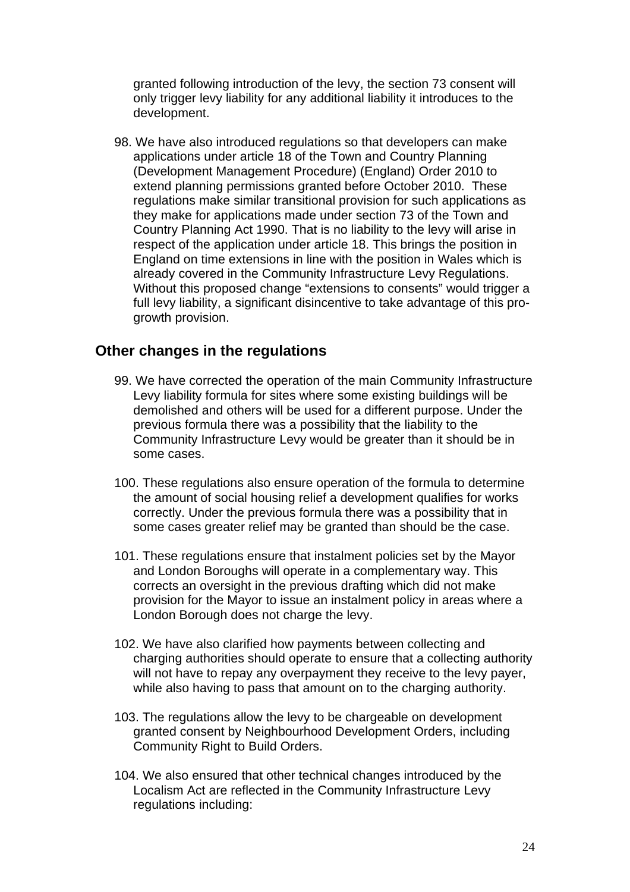granted following introduction of the levy, the section 73 consent will only trigger levy liability for any additional liability it introduces to the development.

98. We have also introduced regulations so that developers can make applications under article 18 of the Town and Country Planning (Development Management Procedure) (England) Order 2010 to extend planning permissions granted before October 2010. These regulations make similar transitional provision for such applications as they make for applications made under section 73 of the Town and Country Planning Act 1990. That is no liability to the levy will arise in respect of the application under article 18. This brings the position in England on time extensions in line with the position in Wales which is already covered in the Community Infrastructure Levy Regulations. Without this proposed change "extensions to consents" would trigger a full levy liability, a significant disincentive to take advantage of this pro-growth provision.

## Other changes in the regulations

99. We have corrected the operation of the main Community Infrastructure Levy liability formula for sites where some existing buildings will be demolished and others will be used for a different purpose. Under the previous formula there was a possibility that the liability to the Community Infrastructure Levy would be greater than it should be in some cases.

100. These regulations also ensure operation of the formula to determine the amount of social housing relief a development qualifies for works correctly. Under the previous formula there was a possibility that in some cases greater relief may be granted than should be the case.

101. These regulations ensure that instalment policies set by the Mayor and London Boroughs will operate in a complementary way. This corrects an oversight in the previous drafting which did not make provision for the Mayor to issue an instalment policy in areas where a London Borough does not charge the levy.

102. We have also clarified how payments between collecting and charging authorities should operate to ensure that a collecting authority will not have to repay any overpayment they receive to the levy payer, while also having to pass that amount on to the charging authority.

103. The regulations allow the levy to be chargeable on development granted consent by Neighbourhood Development Orders, including Community Right to Build Orders.

104. We also ensured that other technical changes introduced by the Localism Act are reflected in the Community Infrastructure Levy regulations including: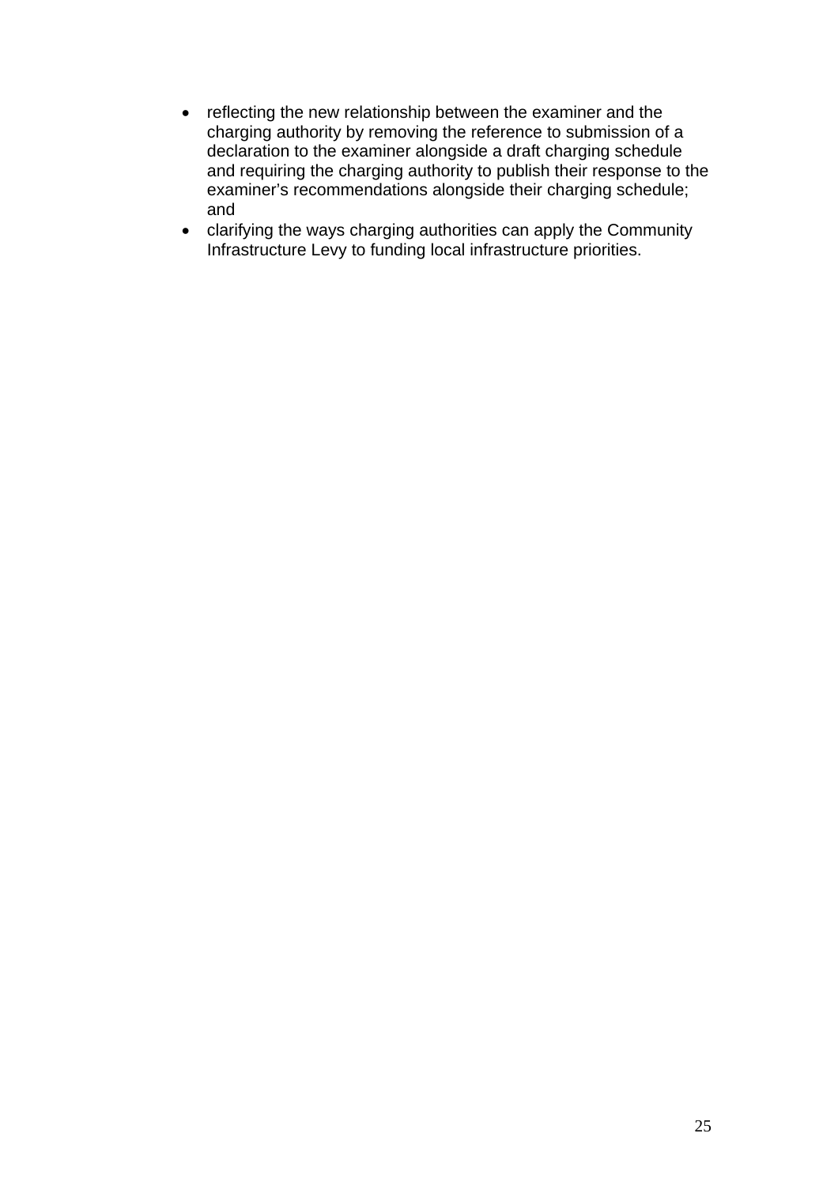- reflecting the new relationship between the examiner and the charging authority by removing the reference to submission of a declaration to the examiner alongside a draft charging schedule and requiring the charging authority to publish their response to the examiner’s recommendations alongside their charging schedule; and
- clarifying the ways charging authorities can apply the Community Infrastructure Levy to funding local infrastructure priorities.